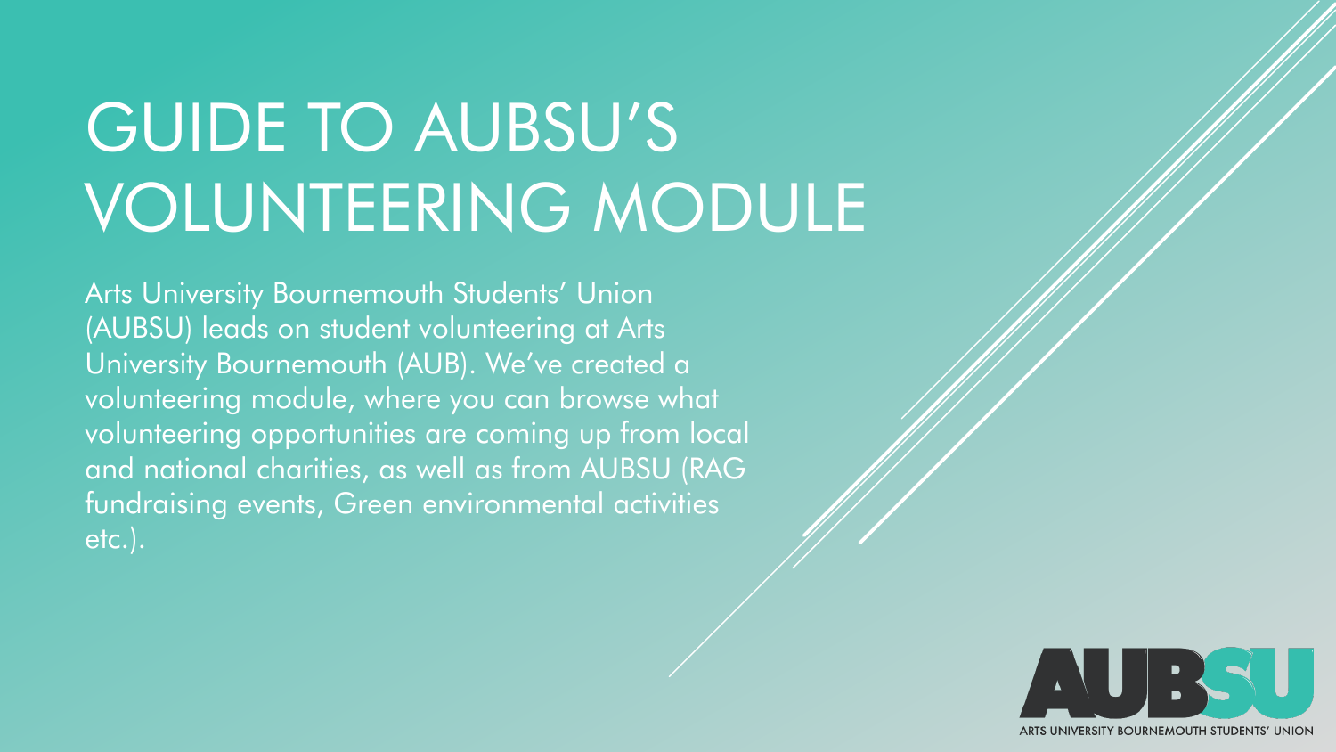# GUIDE TO AUBSU'S VOLUNTEERING MODULE

Arts University Bournemouth Students' Union (AUBSU) leads on student volunteering at Arts University Bournemouth (AUB). We've created a volunteering module, where you can browse what volunteering opportunities are coming up from local and national charities, as well as from AUBSU (RAG fundraising events, Green environmental activities etc.).

AUBSU

ARTS UNIVERSITY BOURNEMOUTH STUDENTS' UNION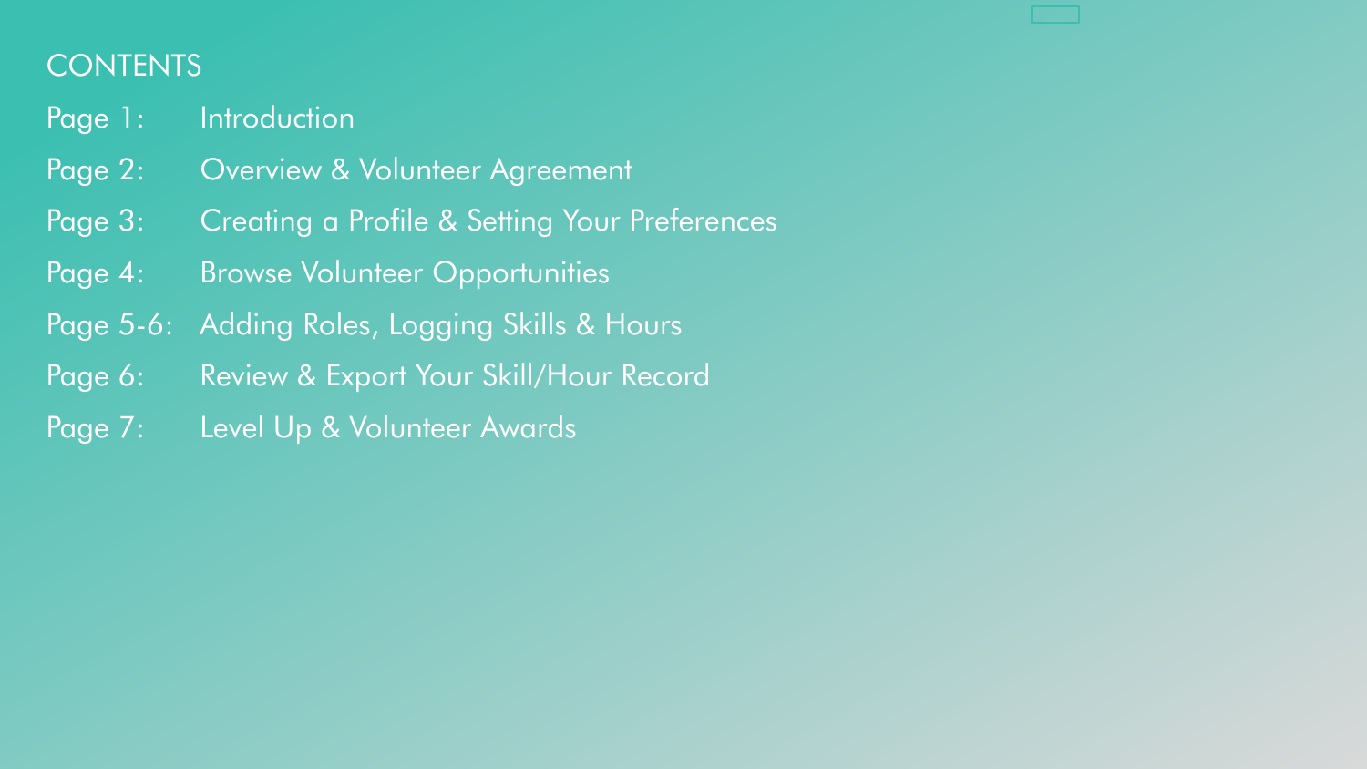## CONTENTS

| | |
|---|---|
| Page 1: | Introduction |
| Page 2: | Overview & Volunteer Agreement |
| Page 3: | Creating a Profile & Setting Your Preferences |
| Page 4: | Browse Volunteer Opportunities |
| Page 5-6: | Adding Roles, Logging Skills & Hours |
| Page 6: | Review & Export Your Skill/Hour Record |
| Page 7: | Level Up & Volunteer Awards |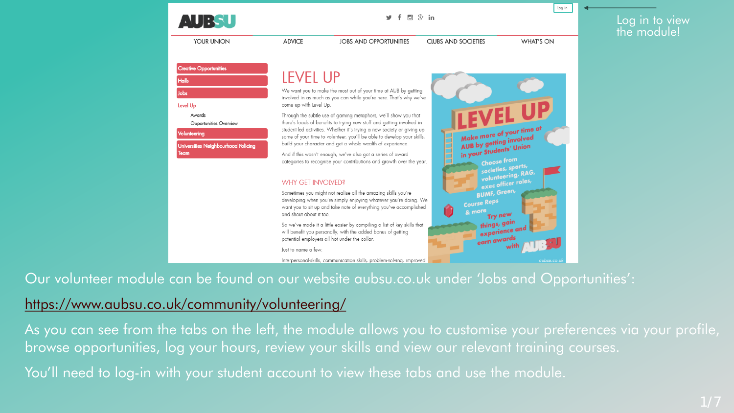Log in to view the module!

Our volunteer module can be found on our website aubsu.co.uk under 'Jobs and Opportunities':

https://www.aubsu.co.uk/community/volunteering/

As you can see from the tabs on the left, the module allows you to customise your preferences via your profile, browse opportunities, log your hours, review your skills and view our relevant training courses.

You'll need to log-in with your student account to view these tabs and use the module.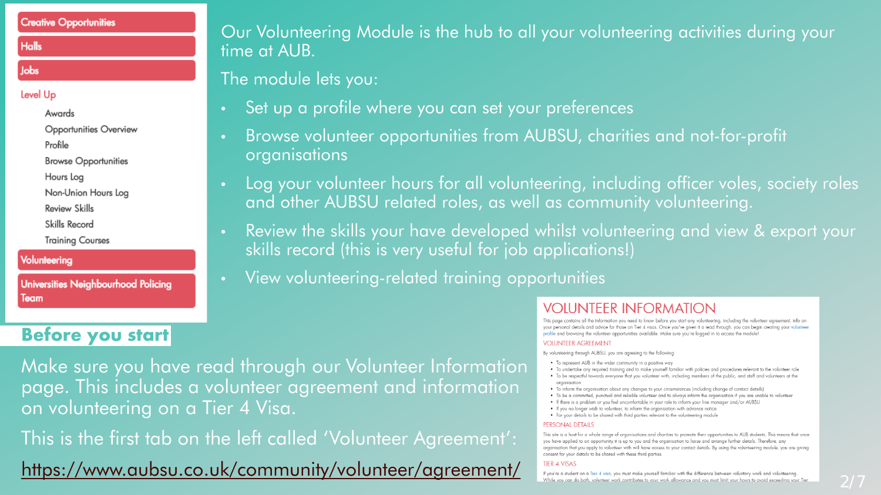Creative Opportunities

Halls

Jobs

Level Up

- Awards
- Opportunities Overview
- Profile
- Browse Opportunities
- Hours Log
- Non-Union Hours Log
- Review Skills
- Skills Record
- Training Courses

Volunteering

Universities Neighbourhood Policing Team

Our Volunteering Module is the hub to all your volunteering activities during your time at AUB.

The module lets you:

- Set up a profile where you can set your preferences
- Browse volunteer opportunities from AUBSU, charities and not-for-profit organisations
- Log your volunteer hours for all volunteering, including officer voles, society roles and other AUBSU related roles, as well as community volunteering.
- Review the skills your have developed whilst volunteering and view & export your skills record (this is very useful for job applications!)
- View volunteering-related training opportunities

## Before you start

Make sure you have read through our Volunteer Information page. This includes a volunteer agreement and information on volunteering on a Tier 4 Visa.

This is the first tab on the left called 'Volunteer Agreement':

https://www.aubsu.co.uk/community/volunteer/agreement/

# VOLUNTEER INFORMATION

This page contains all the information you need to know before you start any volunteering, including the volunteer agreement, info on your personal details and advice for those on Tier 4 visas. Once you've given it a read through, you can begin creating your volunteer profile and browsing the volunteer opportunities available. Make sure you're logged in to access the module!

## VOLUNTEER AGREEMENT

By volunteering through AUBSU, you are agreeing to the following:

- To represent AUB in the wider community in a positive way
- To undertake any required training and to make yourself familiar with policies and procedures relevant to the volunteer role
- To be respectful towards everyone that you volunteer with, including members of the public, and staff and volunteers at the organisation
- To inform the organisation about any changes to your circumstances (including change of contact details)
- To be a committed, punctual and reliable volunteer and to always inform the organisation if you are unable to volunteer
- If there is a problem or you feel uncomfortable in your role to inform your line manager and/or AUBSU
- If you no longer wish to volunteer, to inform the organisation with advance notice
- For your details to be shared with third parties relevant to the volunteering module

## PERSONAL DETAILS

This site is a host for a whole range of organisations and charities to promote their opportunities to AUB students. This means that once you have applied to an opportunity it is up to you and the organisation to liaise and arrange further details. Therefore, any organisation that you apply to volunteer with will have access to your contact details. By using the volunteering module, you are giving consent for your details to be shared with these third parties.

## TIER 4 VISAS

If you're a student on a Tier 4 visa, you must make yourself familiar with the difference between voluntary work and volunteering. While you can do both, volunteer work contributes to your work allowance and you must limit your hours to avoid exceeding your Tier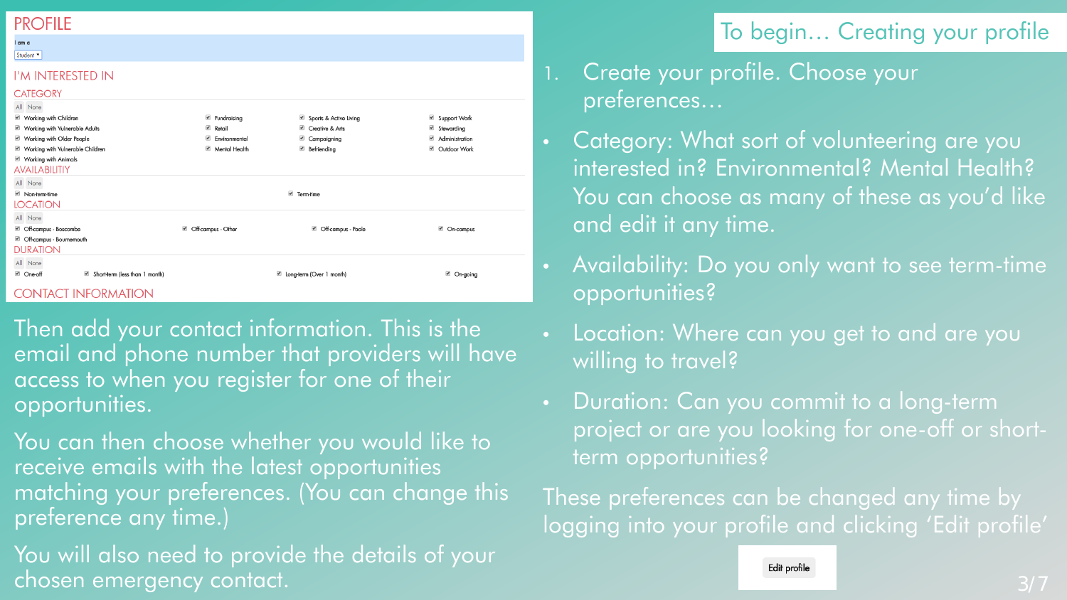## To begin… Creating your profile

### PROFILE

I am a

Student

### I'M INTERESTED IN

#### CATEGORY

All None

- ☑ Working with Children
- ☑ Working with Vulnerable Adults
- ☑ Working with Older People
- ☑ Working with Vulnerable Children
- ☑ Working with Animals
- ☑ Fundraising
- ☑ Retail
- ☑ Environmental
- ☑ Mental Health
- ☑ Sports & Active Living
- ☑ Creative & Arts
- ☑ Campaigning
- ☑ Befriending
- ☑ Support Work
- ☑ Stewarding
- ☑ Administration
- ☑ Outdoor Work

#### AVAILABILITY

All None

- ☑ Non-term-time
- ☑ Term-time

#### LOCATION

All None

- ☑ Off-campus - Boscombe
- ☑ Off-campus - Bournemouth
- ☑ Off-campus - Other
- ☑ Off-campus - Poole
- ☑ On-campus

#### DURATION

All None

- ☑ One-off
- ☑ Short-term (less than 1 month)
- ☑ Long-term (Over 1 month)
- ☑ On-going

### CONTACT INFORMATION

Then add your contact information. This is the email and phone number that providers will have access to when you register for one of their opportunities.

You can then choose whether you would like to receive emails with the latest opportunities matching your preferences. (You can change this preference any time.)

You will also need to provide the details of your chosen emergency contact.

1. Create your profile. Choose your preferences…

- Category: What sort of volunteering are you interested in? Environmental? Mental Health? You can choose as many of these as you'd like and edit it any time.
- Availability: Do you only want to see term-time opportunities?
- Location: Where can you get to and are you willing to travel?
- Duration: Can you commit to a long-term project or are you looking for one-off or short-term opportunities?

These preferences can be changed any time by logging into your profile and clicking 'Edit profile'

Edit profile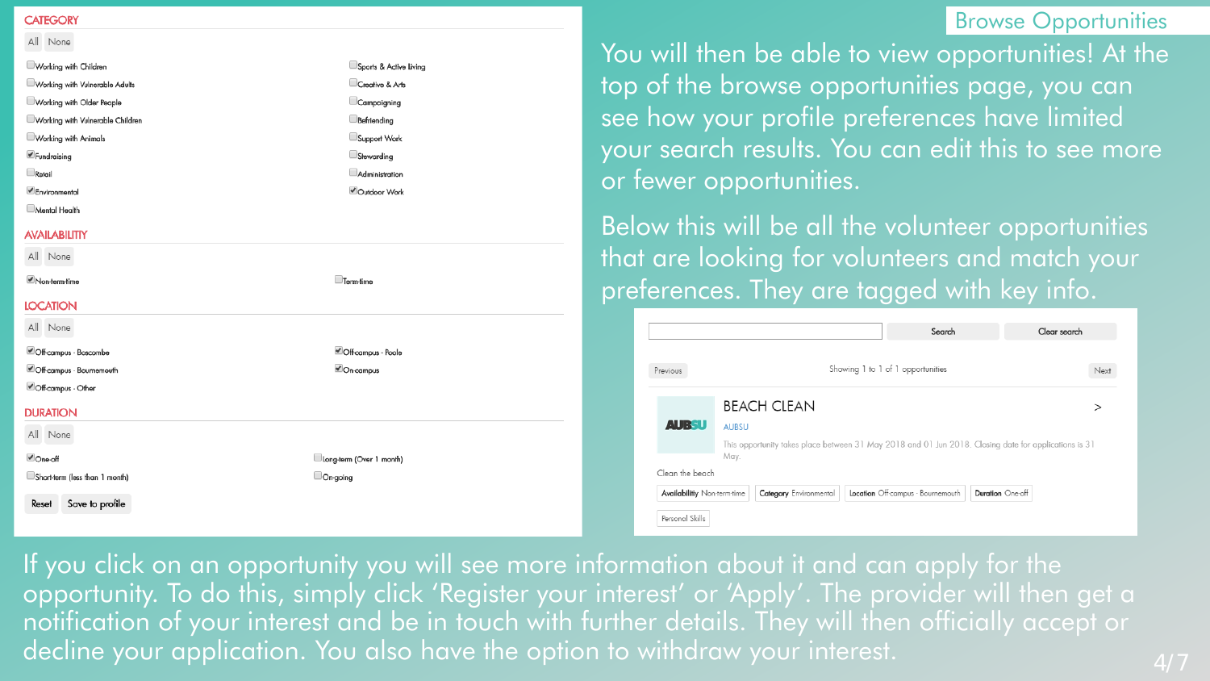## Browse Opportunities

You will then be able to view opportunities! At the top of the browse opportunities page, you can see how your profile preferences have limited your search results. You can edit this to see more or fewer opportunities.

Below this will be all the volunteer opportunities that are looking for volunteers and match your preferences. They are tagged with key info.

**CATEGORY**

All None

- [ ] Working with Children
- [ ] Working with Vulnerable Adults
- [ ] Working with Older People
- [ ] Working with Vulnerable Children
- [ ] Working with Animals
- [x] Fundraising
- [ ] Retail
- [x] Environmental
- [ ] Mental Health
- [ ] Sports & Active Living
- [ ] Creative & Arts
- [ ] Campaigning
- [ ] Befriending
- [ ] Support Work
- [ ] Stewarding
- [ ] Administration
- [x] Outdoor Work

**AVAILABILITY**

All None

- [x] Non-term-time
- [ ] Term-time

**LOCATION**

All None

- [x] Off-campus - Boscombe
- [x] Off-campus - Bournemouth
- [x] Off-campus - Other
- [x] Off-campus - Poole
- [x] On-campus

**DURATION**

All None

- [x] One-off
- [ ] Short-term (less than 1 month)
- [ ] Long-term (Over 1 month)
- [ ] On-going

Reset | Save to profile

Search | Clear search

Previous | Showing 1 to 1 of 1 opportunities | Next

**BEACH CLEAN**

AUBSU

This opportunity takes place between 31 May 2018 and 01 Jun 2018. Closing date for applications is 31 May.

Clean the beach

**Availability** Non-term-time | **Category** Environmental | **Location** Off-campus - Bournemouth | **Duration** One-off | Personal Skills

If you click on an opportunity you will see more information about it and can apply for the opportunity. To do this, simply click 'Register your interest' or 'Apply'. The provider will then get a notification of your interest and be in touch with further details. They will then officially accept or decline your application. You also have the option to withdraw your interest.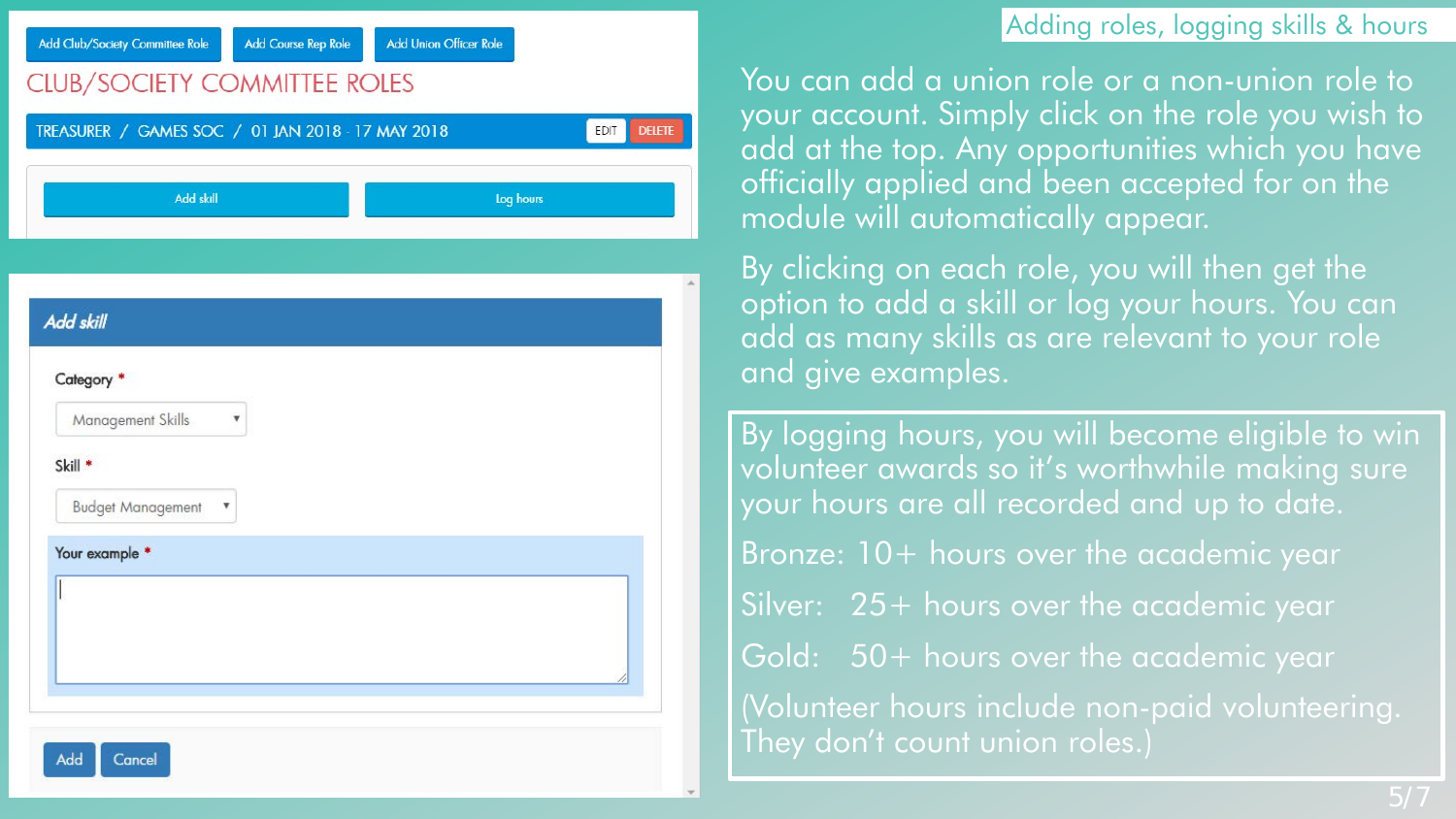## Adding roles, logging skills & hours

Add Club/Society Committee Role | Add Course Rep Role | Add Union Officer Role

CLUB/SOCIETY COMMITTEE ROLES

TREASURER / GAMES SOC / 01 JAN 2018 - 17 MAY 2018 EDIT DELETE

Add skill | Log hours

*Add skill*

Category *

Management Skills

Skill *

Budget Management

Your example *

Add | Cancel

You can add a union role or a non-union role to your account. Simply click on the role you wish to add at the top. Any opportunities which you have officially applied and been accepted for on the module will automatically appear.

By clicking on each role, you will then get the option to add a skill or log your hours. You can add as many skills as are relevant to your role and give examples.

By logging hours, you will become eligible to win volunteer awards so it's worthwhile making sure your hours are all recorded and up to date.

Bronze: 10+ hours over the academic year

Silver: 25+ hours over the academic year

Gold: 50+ hours over the academic year

(Volunteer hours include non-paid volunteering. They don't count union roles.)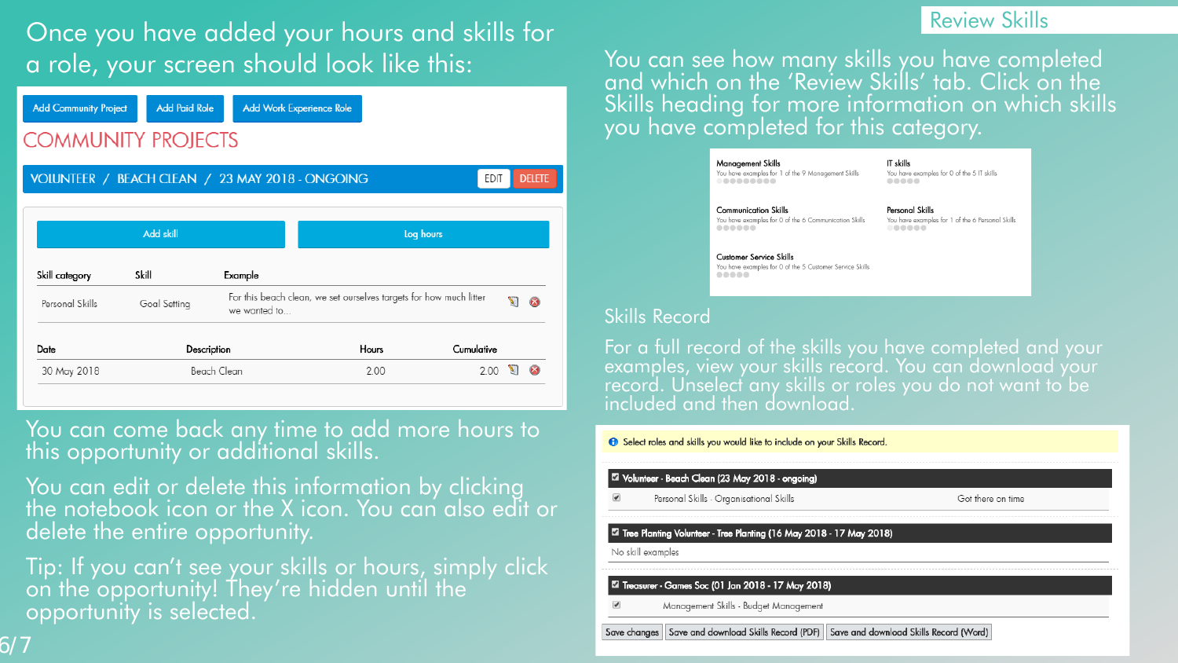Once you have added your hours and skills for a role, your screen should look like this:

Add Community Project | Add Paid Role | Add Work Experience Role

## COMMUNITY PROJECTS

**VOLUNTEER / BEACH CLEAN / 23 MAY 2018 - ONGOING** EDIT DELETE

Add skill | Log hours

| Skill category | Skill | Example |
| --- | --- | --- |
| Personal Skills | Goal Setting | For this beach clean, we set ourselves targets for how much litter we wanted to... |

| Date | Description | Hours | Cumulative |
| --- | --- | --- | --- |
| 30 May 2018 | Beach Clean | 2.00 | 2.00 |

You can come back any time to add more hours to this opportunity or additional skills.

You can edit or delete this information by clicking the notebook icon or the X icon. You can also edit or delete the entire opportunity.

Tip: If you can't see your skills or hours, simply click on the opportunity! They're hidden until the opportunity is selected.

## Review Skills

You can see how many skills you have completed and which on the 'Review Skills' tab. Click on the Skills heading for more information on which skills you have completed for this category.

**Management Skills**
You have examples for 1 of the 9 Management Skills

**IT skills**
You have examples for 0 of the 5 IT skills

**Communication Skills**
You have examples for 0 of the 6 Communication Skills

**Personal Skills**
You have examples for 1 of the 6 Personal Skills

**Customer Service Skills**
You have examples for 0 of the 5 Customer Service Skills

## Skills Record

For a full record of the skills you have completed and your examples, view your skills record. You can download your record. Unselect any skills or roles you do not want to be included and then download.

Select roles and skills you would like to include on your Skills Record.

- [x] **Volunteer - Beach Clean (23 May 2018 - ongoing)**
  - [x] Personal Skills - Organisational Skills — Got there on time
- [x] **Tree Planting Volunteer - Tree Planting (16 May 2018 - 17 May 2018)**
  - No skill examples
- [x] **Treasurer - Games Soc (01 Jan 2018 - 17 May 2018)**
  - [x] Management Skills - Budget Management

Save changes | Save and download Skills Record (PDF) | Save and download Skills Record (Word)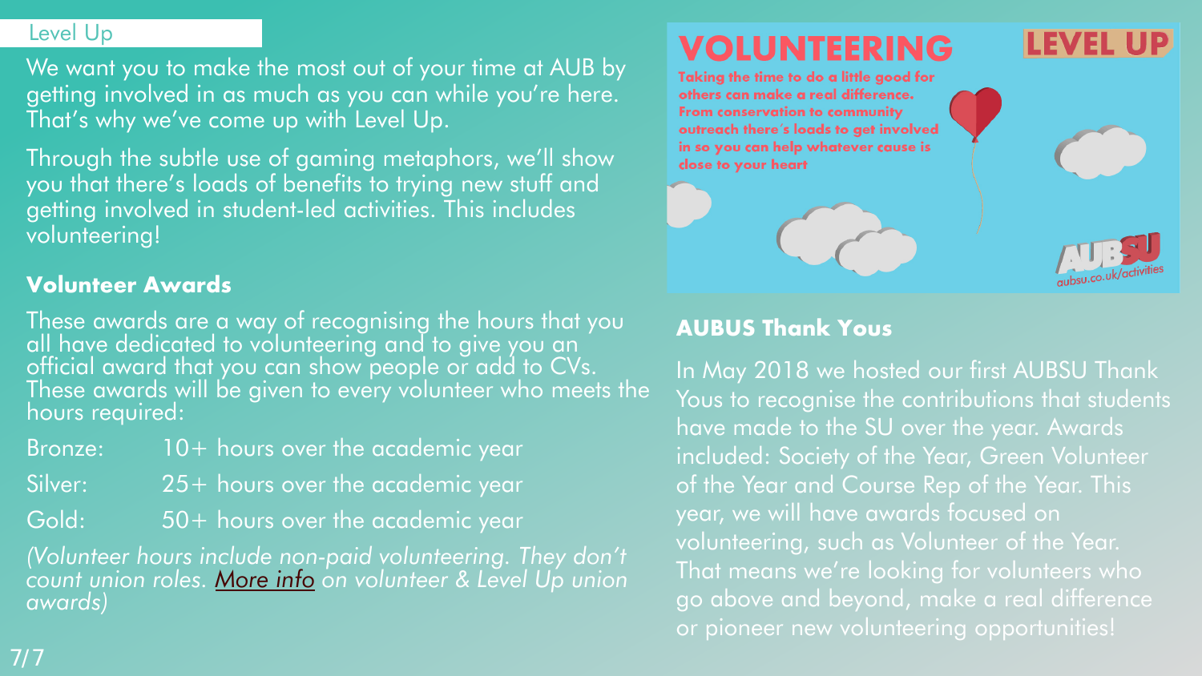## Level Up

We want you to make the most out of your time at AUB by getting involved in as much as you can while you're here. That's why we've come up with Level Up.

Through the subtle use of gaming metaphors, we'll show you that there's loads of benefits to trying new stuff and getting involved in student-led activities. This includes volunteering!

### Volunteer Awards

These awards are a way of recognising the hours that you all have dedicated to volunteering and to give you an official award that you can show people or add to CVs. These awards will be given to every volunteer who meets the hours required:

| | |
|---|---|
| Bronze: | 10+ hours over the academic year |
| Silver: | 25+ hours over the academic year |
| Gold: | 50+ hours over the academic year |

*(Volunteer hours include non-paid volunteering. They don't count union roles. More info on volunteer & Level Up union awards)*

# VOLUNTEERING

# LEVEL UP

**Taking the time to do a little good for others can make a real difference. From conservation to community outreach there's loads to get involved in so you can help whatever cause is close to your heart**

AUBSU

aubsu.co.uk/activities

### AUBUS Thank Yous

In May 2018 we hosted our first AUBSU Thank Yous to recognise the contributions that students have made to the SU over the year. Awards included: Society of the Year, Green Volunteer of the Year and Course Rep of the Year. This year, we will have awards focused on volunteering, such as Volunteer of the Year. That means we're looking for volunteers who go above and beyond, make a real difference or pioneer new volunteering opportunities!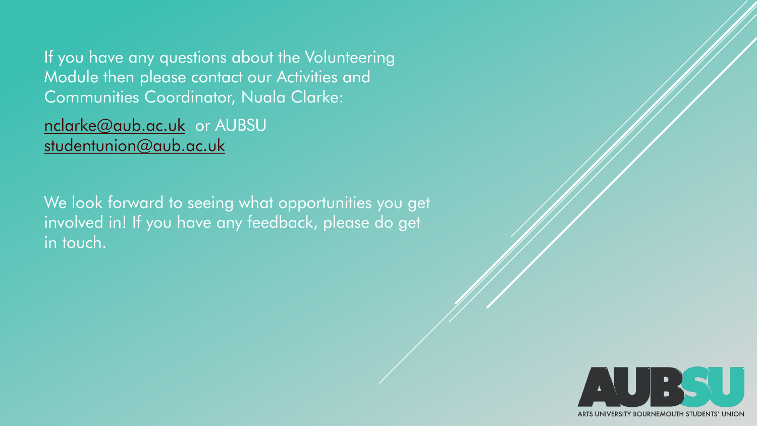If you have any questions about the Volunteering Module then please contact our Activities and Communities Coordinator, Nuala Clarke:

nclarke@aub.ac.uk or AUBSU studentunion@aub.ac.uk

We look forward to seeing what opportunities you get involved in! If you have any feedback, please do get in touch.

AUBSU

ARTS UNIVERSITY BOURNEMOUTH STUDENTS' UNION